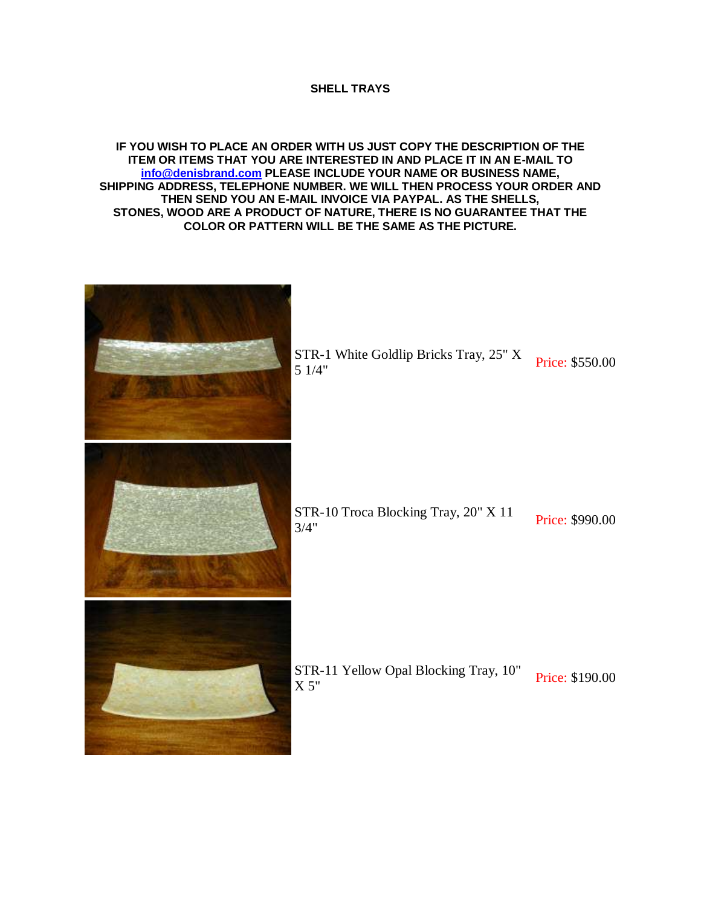# SHELL TRAYS

**IF YOU WISH TO PLACE AN ORDER WITH US JUST COPY THE DESCRIPTION OF THE ITEM OR ITEMS THAT YOU ARE INTERESTED IN AND PLACE IT IN AN E-MAIL TO [info@denisbrand.com](mailto:info@denisbrand.com) PLEASE INCLUDE YOUR NAME OR BUSINESS NAME, SHIPPING ADDRESS, TELEPHONE NUMBER. WE WILL THEN PROCESS YOUR ORDER AND THEN SEND YOU AN E-MAIL INVOICE VIA PAYPAL. AS THE SHELLS, STONES, WOOD ARE A PRODUCT OF NATURE, THERE IS NO GUARANTEE THAT THE COLOR OR PATTERN WILL BE THE SAME AS THE PICTURE.**

| Item | Price |
| --- | --- |
| STR-1 White Goldlip Bricks Tray, 25" X 5 1/4" | Price: $550.00 |
| STR-10 Troca Blocking Tray, 20" X 11 3/4" | Price: $990.00 |
| STR-11 Yellow Opal Blocking Tray, 10" X 5" | Price: $190.00 |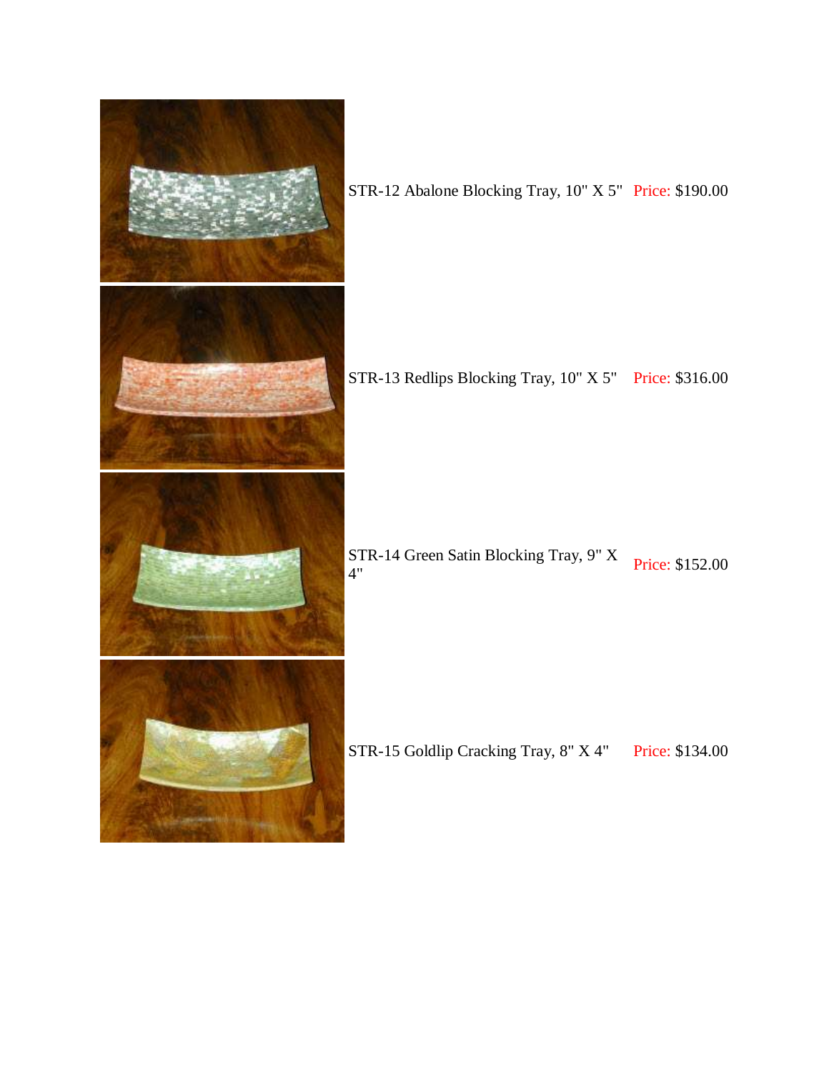STR-12 Abalone Blocking Tray, 10" X 5" Price: $190.00

STR-13 Redlips Blocking Tray, 10" X 5" Price: $316.00

STR-14 Green Satin Blocking Tray, 9" X 4" Price: $152.00

STR-15 Goldlip Cracking Tray, 8" X 4" Price: $134.00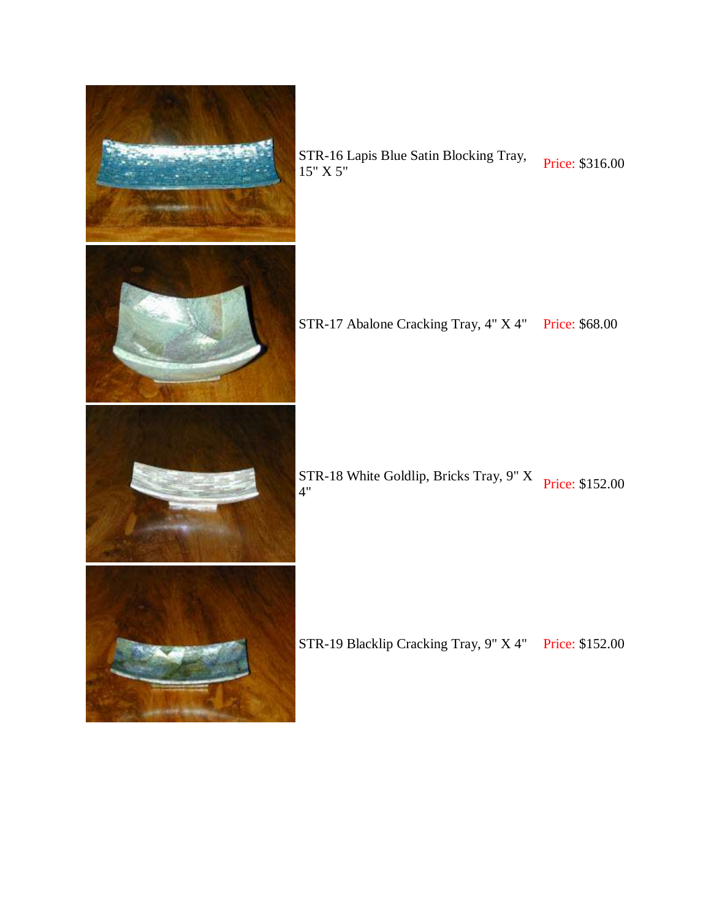| Product | Price |
|---|---|
| STR-16 Lapis Blue Satin Blocking Tray, 15" X 5" | Price: $316.00 |
| STR-17 Abalone Cracking Tray, 4" X 4" | Price: $68.00 |
| STR-18 White Goldlip, Bricks Tray, 9" X 4" | Price: $152.00 |
| STR-19 Blacklip Cracking Tray, 9" X 4" | Price: $152.00 |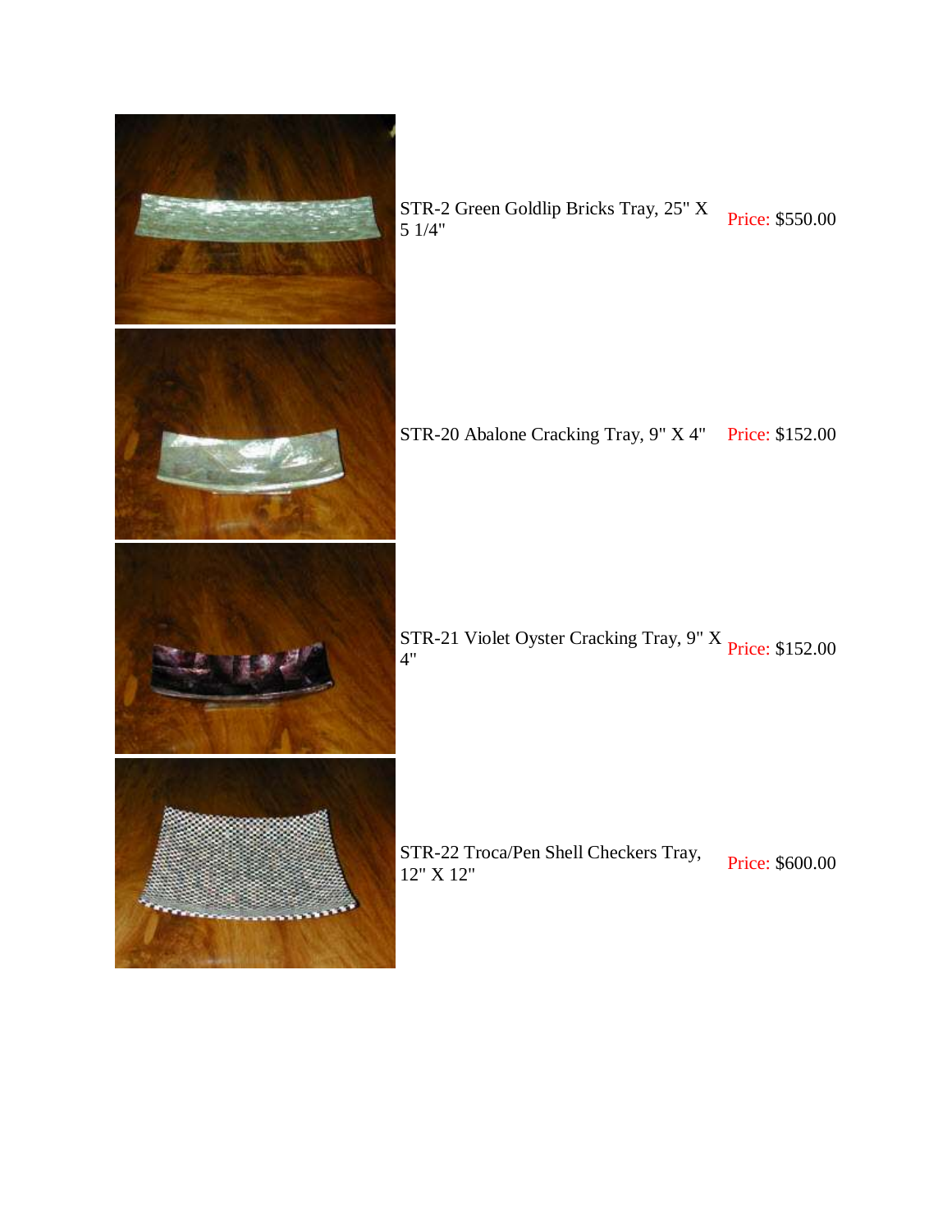| Item | Price |
| --- | --- |
| STR-2 Green Goldlip Bricks Tray, 25" X 5 1/4" | Price: $550.00 |
| STR-20 Abalone Cracking Tray, 9" X 4" | Price: $152.00 |
| STR-21 Violet Oyster Cracking Tray, 9" X 4" | Price: $152.00 |
| STR-22 Troca/Pen Shell Checkers Tray, 12" X 12" | Price: $600.00 |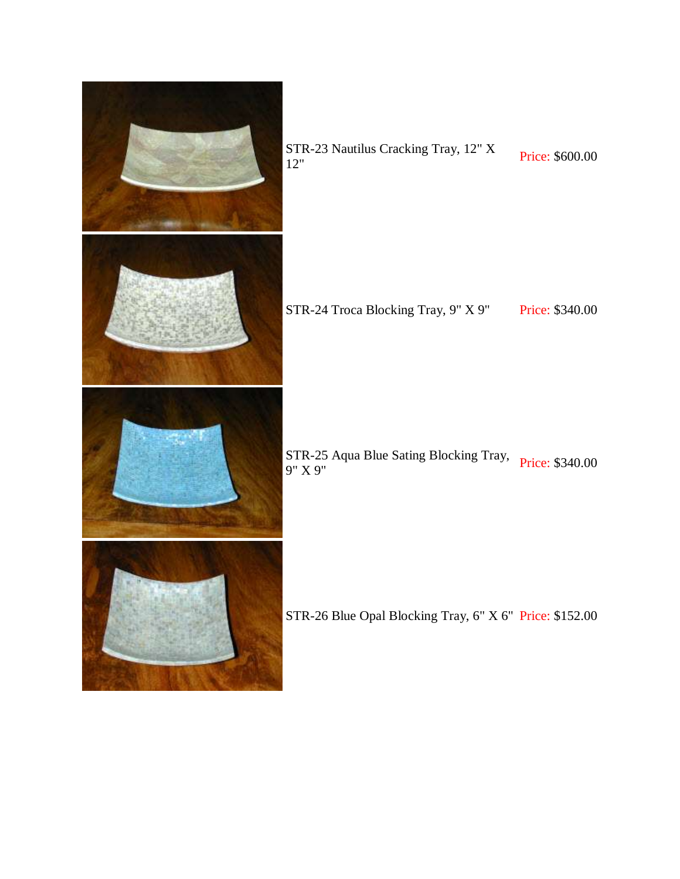| Product | Price |
| --- | --- |
| STR-23 Nautilus Cracking Tray, 12" X 12" | Price: $600.00 |
| STR-24 Troca Blocking Tray, 9" X 9" | Price: $340.00 |
| STR-25 Aqua Blue Sating Blocking Tray, 9" X 9" | Price: $340.00 |
| STR-26 Blue Opal Blocking Tray, 6" X 6" | Price: $152.00 |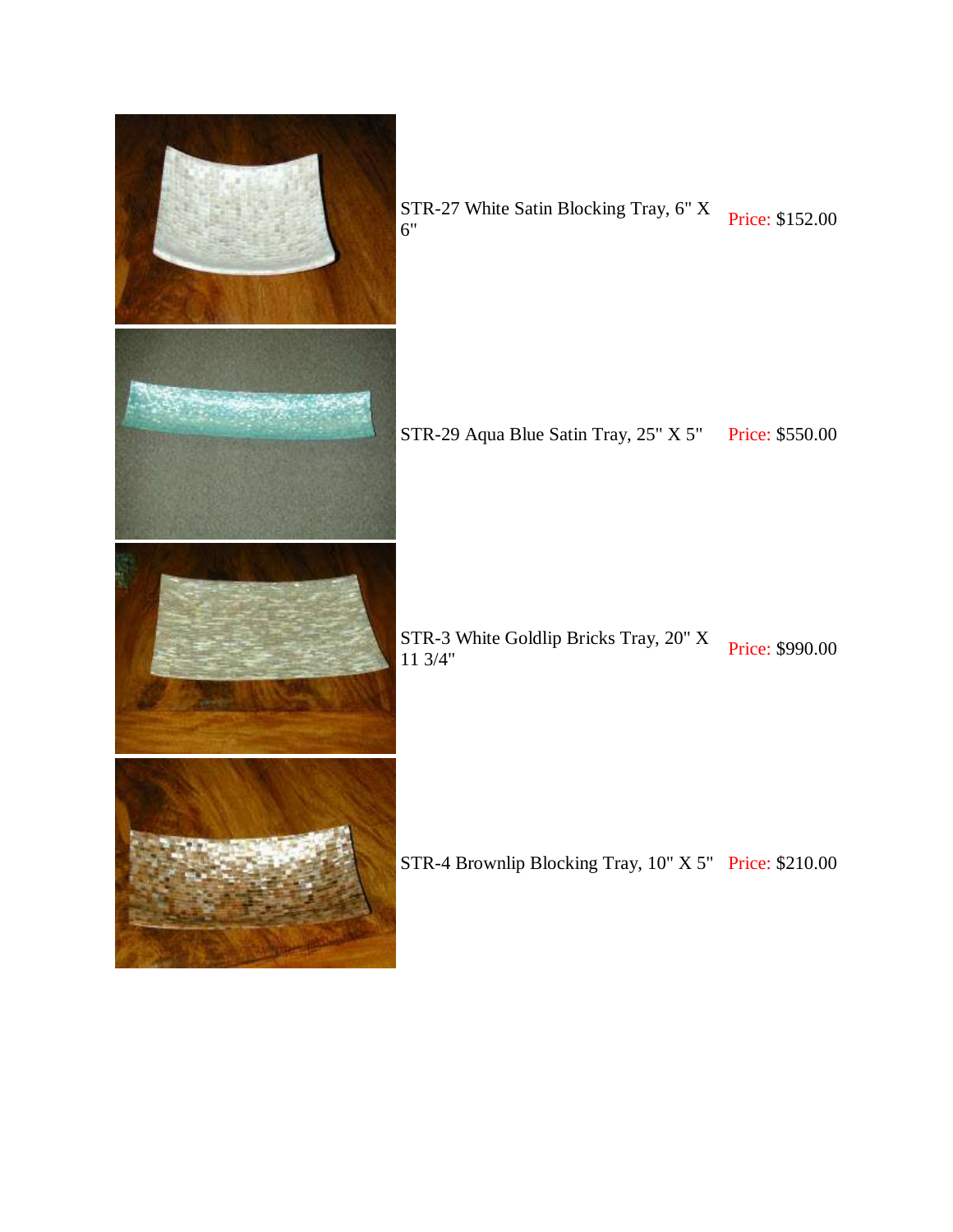| | | |
|---|---|---|
| | STR-27 White Satin Blocking Tray, 6" X 6" | Price: $152.00 |
| | STR-29 Aqua Blue Satin Tray, 25" X 5" | Price: $550.00 |
| | STR-3 White Goldlip Bricks Tray, 20" X 11 3/4" | Price: $990.00 |
| | STR-4 Brownlip Blocking Tray, 10" X 5" | Price: $210.00 |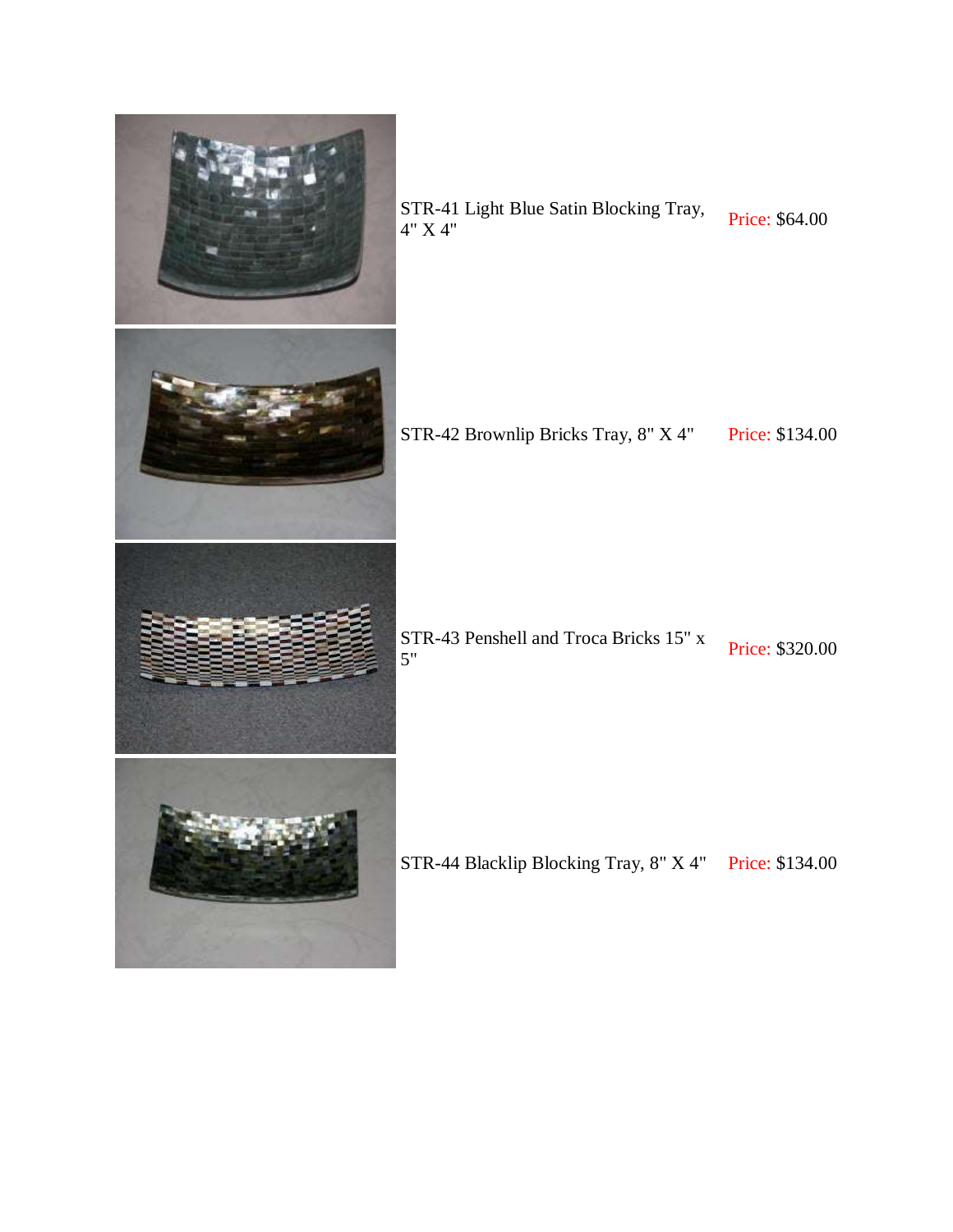| | | |
|---|---|---|
| | STR-41 Light Blue Satin Blocking Tray, 4" X 4" | Price: $64.00 |
| | STR-42 Brownlip Bricks Tray, 8" X 4" | Price: $134.00 |
| | STR-43 Penshell and Troca Bricks 15" x 5" | Price: $320.00 |
| | STR-44 Blacklip Blocking Tray, 8" X 4" | Price: $134.00 |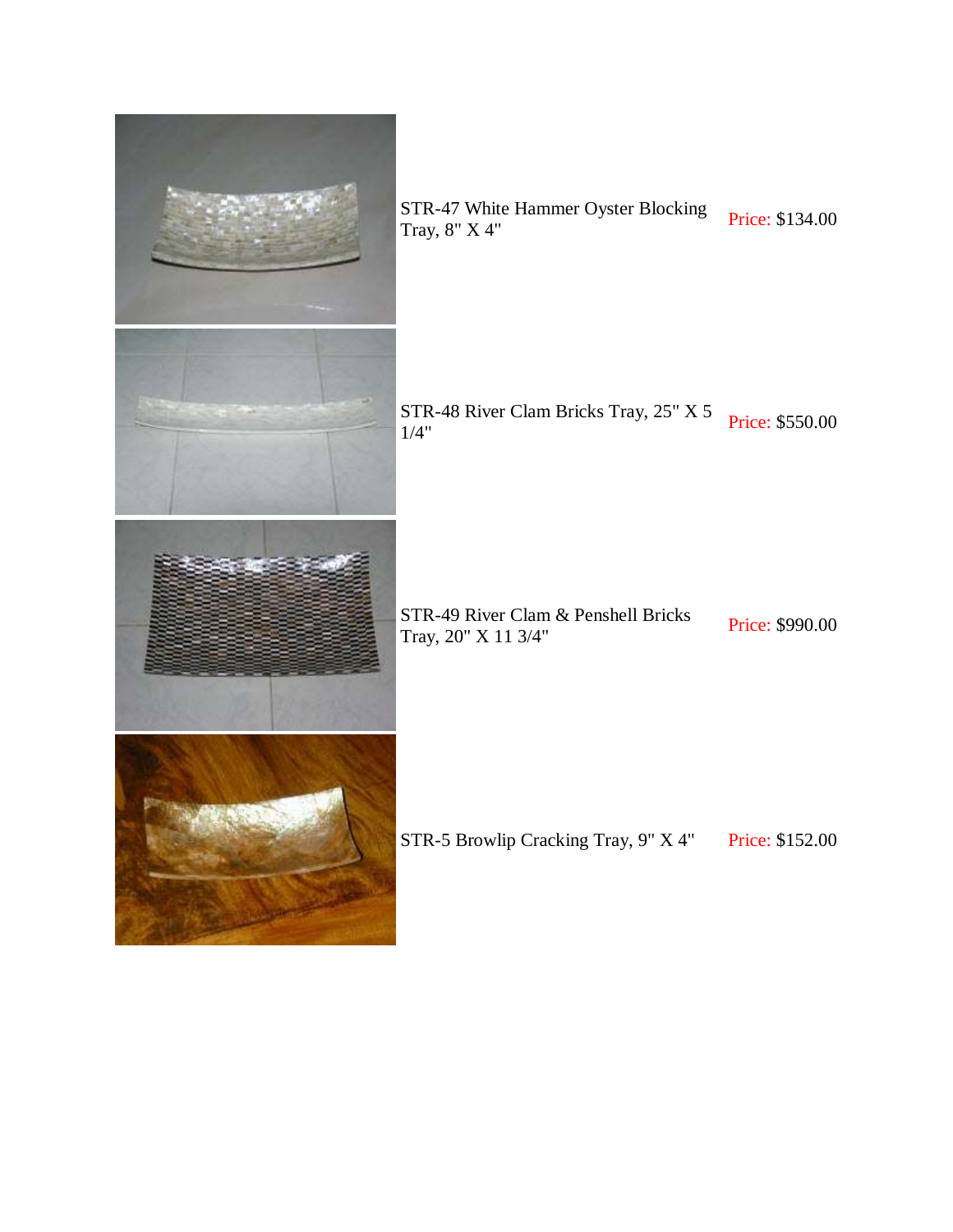| | | |
|---|---|---|
| | STR-47 White Hammer Oyster Blocking Tray, 8" X 4" | Price: $134.00 |
| | STR-48 River Clam Bricks Tray, 25" X 5 1/4" | Price: $550.00 |
| | STR-49 River Clam & Penshell Bricks Tray, 20" X 11 3/4" | Price: $990.00 |
| | STR-5 Browlip Cracking Tray, 9" X 4" | Price: $152.00 |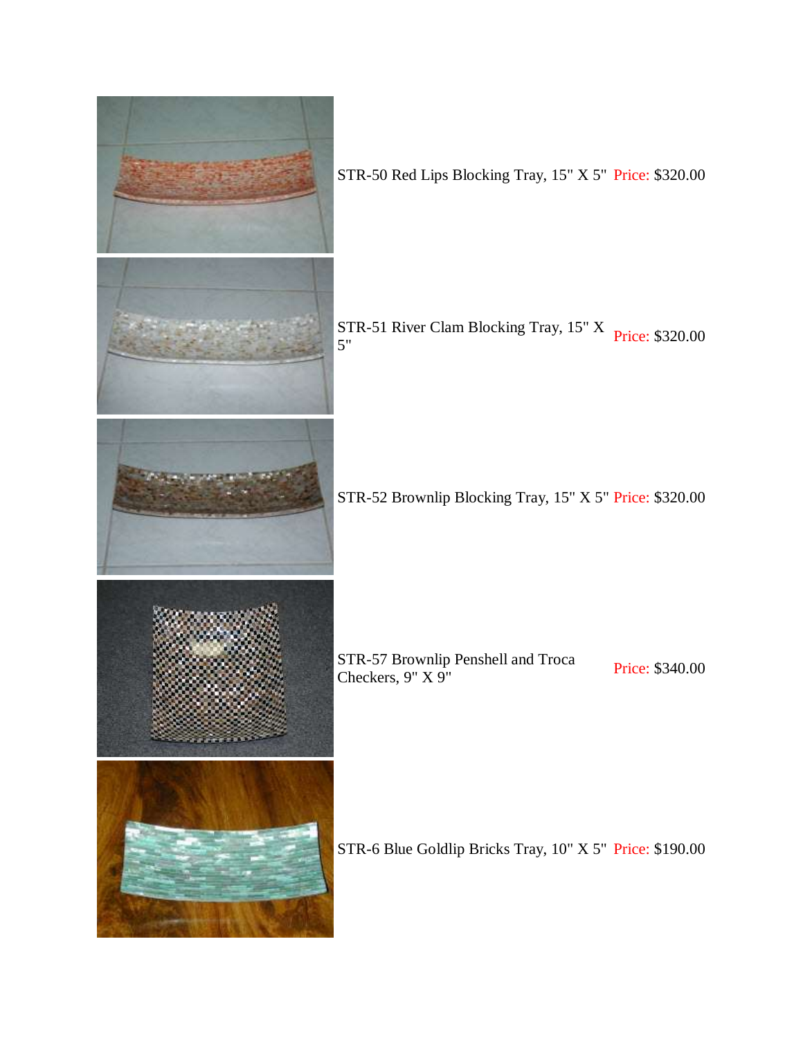STR-50 Red Lips Blocking Tray, 15" X 5" Price: $320.00

STR-51 River Clam Blocking Tray, 15" X 5" Price: $320.00

STR-52 Brownlip Blocking Tray, 15" X 5" Price: $320.00

STR-57 Brownlip Penshell and Troca Checkers, 9" X 9" Price: $340.00

STR-6 Blue Goldlip Bricks Tray, 10" X 5" Price: $190.00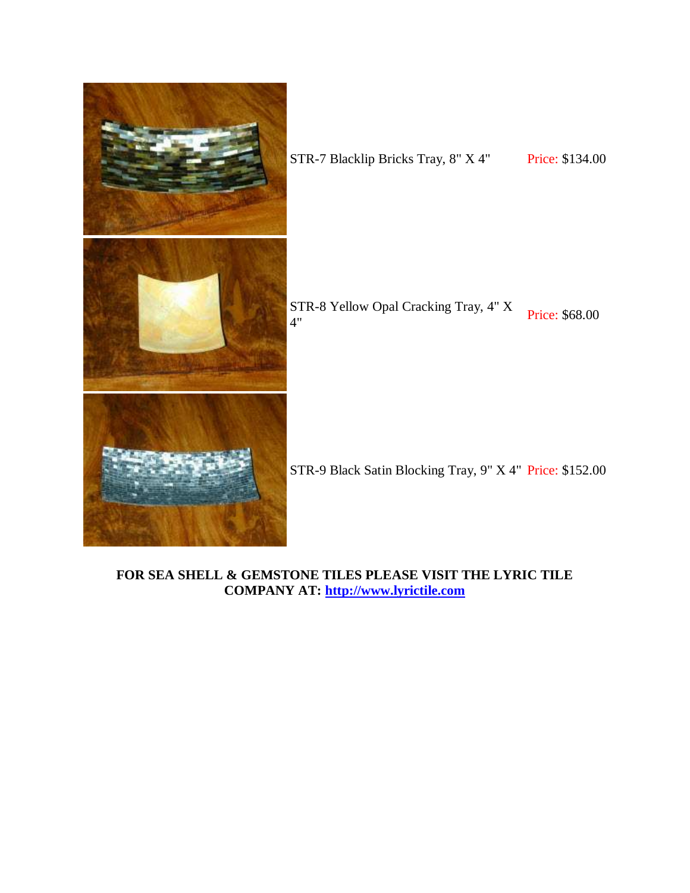| | |
|---|---|
| STR-7 Blacklip Bricks Tray, 8" X 4" | Price: $134.00 |
| STR-8 Yellow Opal Cracking Tray, 4" X 4" | Price: $68.00 |
| STR-9 Black Satin Blocking Tray, 9" X 4" | Price: $152.00 |

**FOR SEA SHELL & GEMSTONE TILES PLEASE VISIT THE LYRIC TILE COMPANY AT: [http://www.lyrictile.com](http://www.lyrictile.com)**